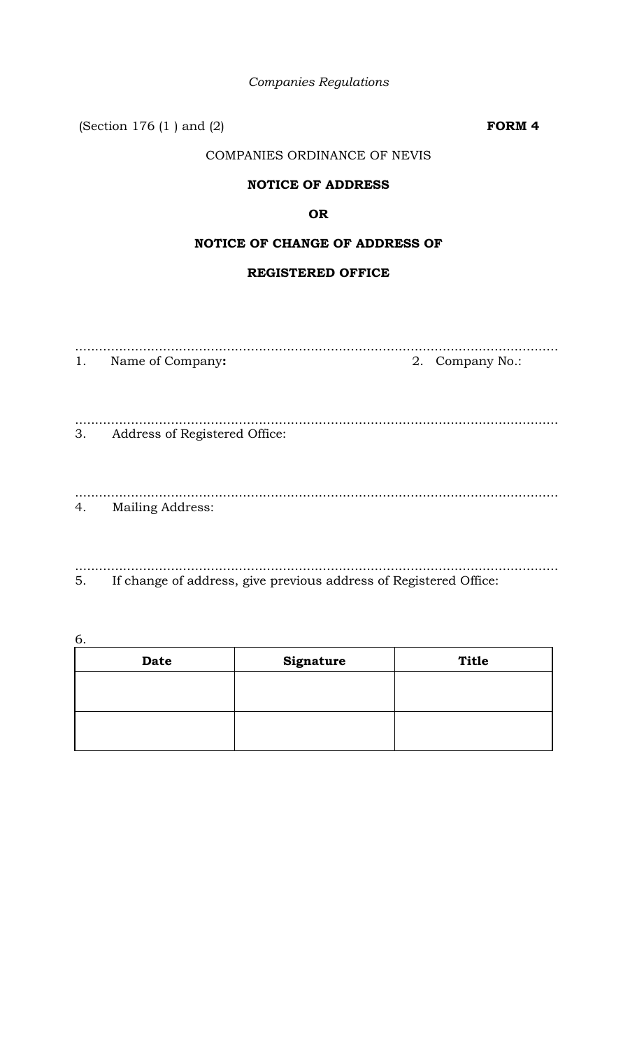*Companies Regulations*

(Section 176 (1 ) and (2) **FORM 4**

COMPANIES ORDINANCE OF NEVIS

**NOTICE OF ADDRESS**

**OR**

**NOTICE OF CHANGE OF ADDRESS OF**

**REGISTERED OFFICE**

..........................................................................................................................

1. Name of Company**:** 2. Company No.:

..........................................................................................................................

3. Address of Registered Office:

..........................................................................................................................

4. Mailing Address:

..........................................................................................................................

5. If change of address, give previous address of Registered Office:

6.

| Date | Signature | Title |
|---|---|---|
| | | |
| | | |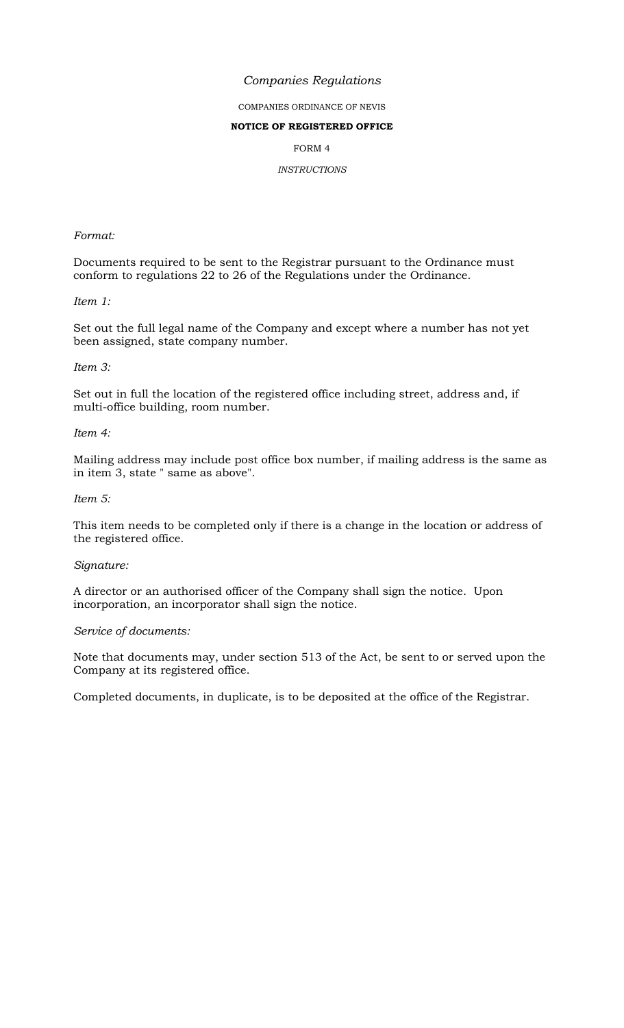*Companies Regulations*

COMPANIES ORDINANCE OF NEVIS

**NOTICE OF REGISTERED OFFICE**

FORM 4

*INSTRUCTIONS*

*Format:*

Documents required to be sent to the Registrar pursuant to the Ordinance must conform to regulations 22 to 26 of the Regulations under the Ordinance.

*Item 1:*

Set out the full legal name of the Company and except where a number has not yet been assigned, state company number.

*Item 3:*

Set out in full the location of the registered office including street, address and, if multi-office building, room number.

*Item 4:*

Mailing address may include post office box number, if mailing address is the same as in item 3, state " same as above".

*Item 5:*

This item needs to be completed only if there is a change in the location or address of the registered office.

*Signature:*

A director or an authorised officer of the Company shall sign the notice. Upon incorporation, an incorporator shall sign the notice.

*Service of documents:*

Note that documents may, under section 513 of the Act, be sent to or served upon the Company at its registered office.

Completed documents, in duplicate, is to be deposited at the office of the Registrar.